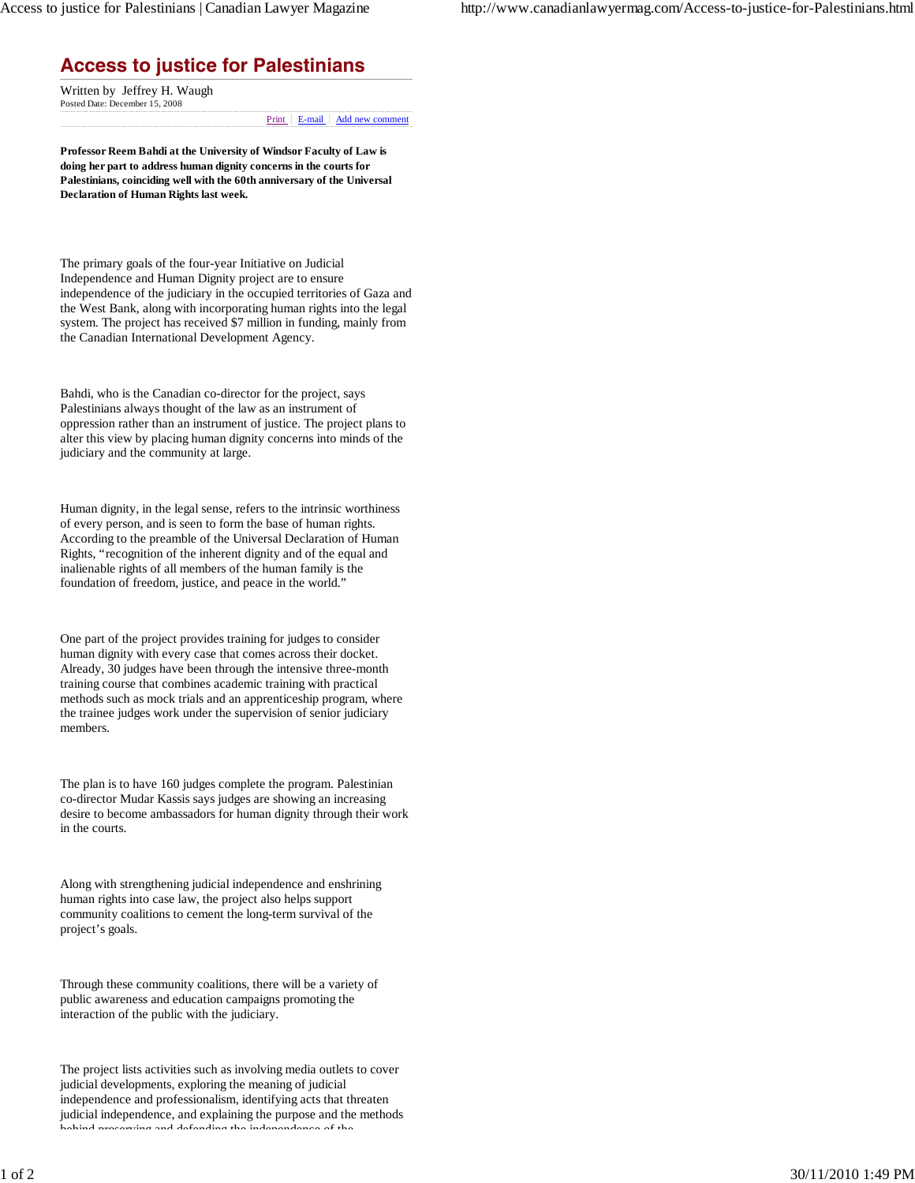# Access to justice for Palestinians

Written by Jeffrey H. Waugh
Posted Date: December 15, 2008

Print | E-mail | Add new comment

**Professor Reem Bahdi at the University of Windsor Faculty of Law is doing her part to address human dignity concerns in the courts for Palestinians, coinciding well with the 60th anniversary of the Universal Declaration of Human Rights last week.**

The primary goals of the four-year Initiative on Judicial Independence and Human Dignity project are to ensure independence of the judiciary in the occupied territories of Gaza and the West Bank, along with incorporating human rights into the legal system. The project has received $7 million in funding, mainly from the Canadian International Development Agency.

Bahdi, who is the Canadian co-director for the project, says Palestinians always thought of the law as an instrument of oppression rather than an instrument of justice. The project plans to alter this view by placing human dignity concerns into minds of the judiciary and the community at large.

Human dignity, in the legal sense, refers to the intrinsic worthiness of every person, and is seen to form the base of human rights. According to the preamble of the Universal Declaration of Human Rights, "recognition of the inherent dignity and of the equal and inalienable rights of all members of the human family is the foundation of freedom, justice, and peace in the world."

One part of the project provides training for judges to consider human dignity with every case that comes across their docket. Already, 30 judges have been through the intensive three-month training course that combines academic training with practical methods such as mock trials and an apprenticeship program, where the trainee judges work under the supervision of senior judiciary members.

The plan is to have 160 judges complete the program. Palestinian co-director Mudar Kassis says judges are showing an increasing desire to become ambassadors for human dignity through their work in the courts.

Along with strengthening judicial independence and enshrining human rights into case law, the project also helps support community coalitions to cement the long-term survival of the project's goals.

Through these community coalitions, there will be a variety of public awareness and education campaigns promoting the interaction of the public with the judiciary.

The project lists activities such as involving media outlets to cover judicial developments, exploring the meaning of judicial independence and professionalism, identifying acts that threaten judicial independence, and explaining the purpose and the methods behind preserving and defending the independence of the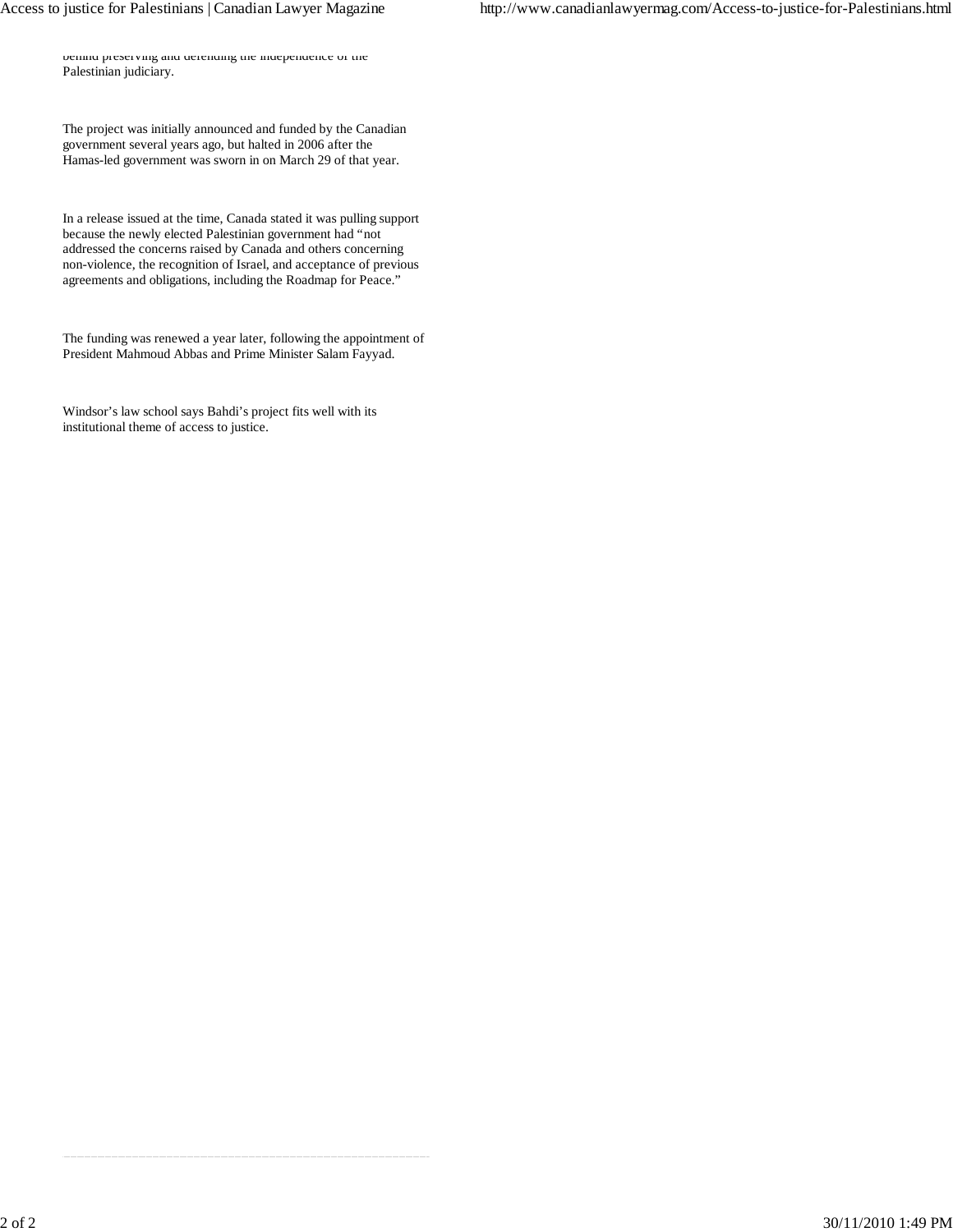behind preserving and defending the independence of the Palestinian judiciary.

The project was initially announced and funded by the Canadian government several years ago, but halted in 2006 after the Hamas-led government was sworn in on March 29 of that year.

In a release issued at the time, Canada stated it was pulling support because the newly elected Palestinian government had "not addressed the concerns raised by Canada and others concerning non-violence, the recognition of Israel, and acceptance of previous agreements and obligations, including the Roadmap for Peace."

The funding was renewed a year later, following the appointment of President Mahmoud Abbas and Prime Minister Salam Fayyad.

Windsor's law school says Bahdi's project fits well with its institutional theme of access to justice.